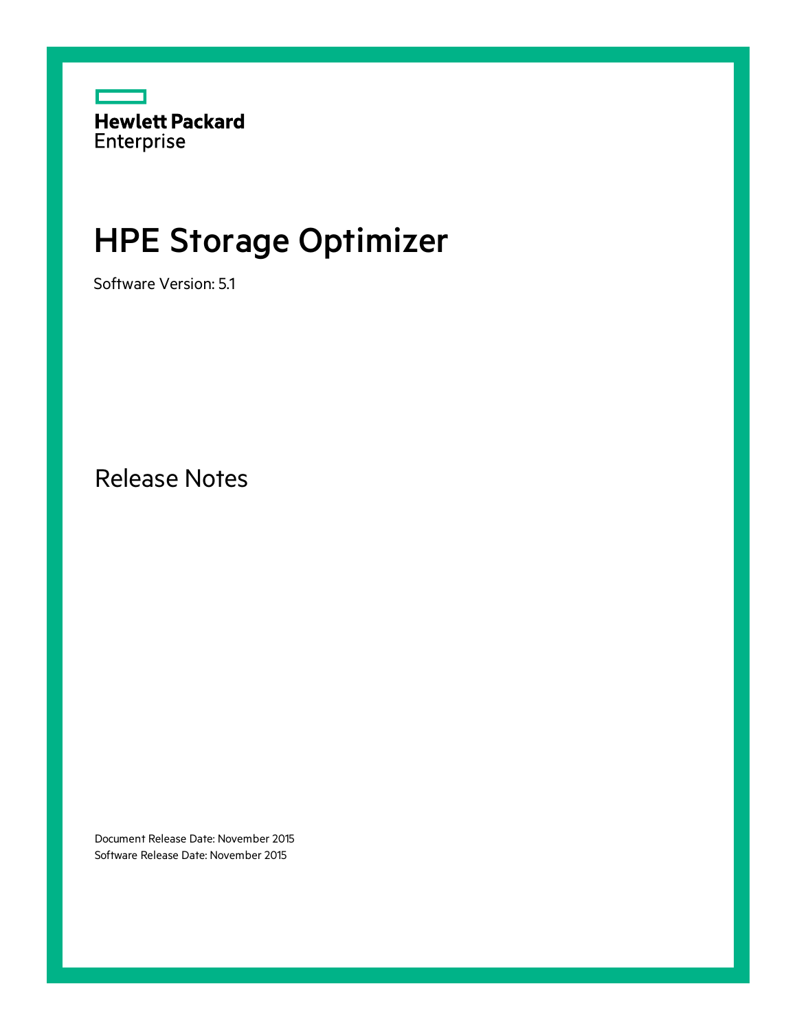Hewlett Packard
Enterprise

# HPE Storage Optimizer

Software Version: 5.1

## Release Notes

Document Release Date: November 2015
Software Release Date: November 2015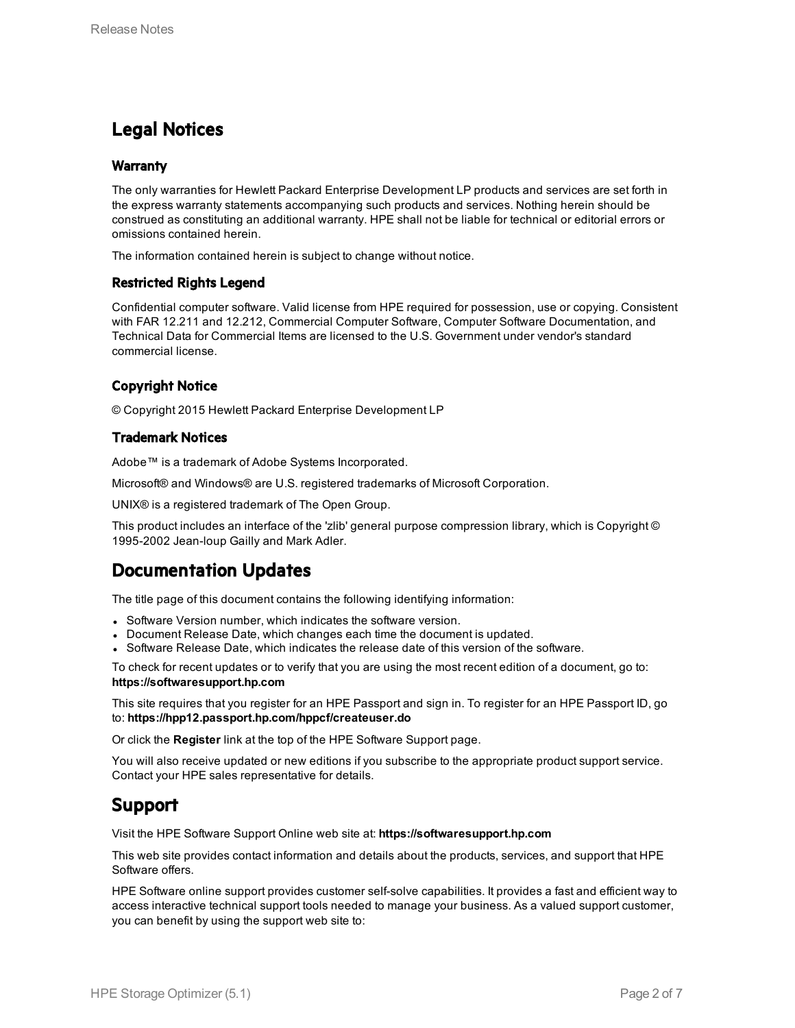# Legal Notices

## Warranty

The only warranties for Hewlett Packard Enterprise Development LP products and services are set forth in the express warranty statements accompanying such products and services. Nothing herein should be construed as constituting an additional warranty. HPE shall not be liable for technical or editorial errors or omissions contained herein.

The information contained herein is subject to change without notice.

## Restricted Rights Legend

Confidential computer software. Valid license from HPE required for possession, use or copying. Consistent with FAR 12.211 and 12.212, Commercial Computer Software, Computer Software Documentation, and Technical Data for Commercial Items are licensed to the U.S. Government under vendor's standard commercial license.

## Copyright Notice

© Copyright 2015 Hewlett Packard Enterprise Development LP

## Trademark Notices

Adobe™ is a trademark of Adobe Systems Incorporated.

Microsoft® and Windows® are U.S. registered trademarks of Microsoft Corporation.

UNIX® is a registered trademark of The Open Group.

This product includes an interface of the 'zlib' general purpose compression library, which is Copyright © 1995-2002 Jean-loup Gailly and Mark Adler.

# Documentation Updates

The title page of this document contains the following identifying information:

- Software Version number, which indicates the software version.
- Document Release Date, which changes each time the document is updated.
- Software Release Date, which indicates the release date of this version of the software.

To check for recent updates or to verify that you are using the most recent edition of a document, go to: **https://softwaresupport.hp.com**

This site requires that you register for an HPE Passport and sign in. To register for an HPE Passport ID, go to: **https://hpp12.passport.hp.com/hppcf/createuser.do**

Or click the **Register** link at the top of the HPE Software Support page.

You will also receive updated or new editions if you subscribe to the appropriate product support service. Contact your HPE sales representative for details.

# Support

Visit the HPE Software Support Online web site at: **https://softwaresupport.hp.com**

This web site provides contact information and details about the products, services, and support that HPE Software offers.

HPE Software online support provides customer self-solve capabilities. It provides a fast and efficient way to access interactive technical support tools needed to manage your business. As a valued support customer, you can benefit by using the support web site to: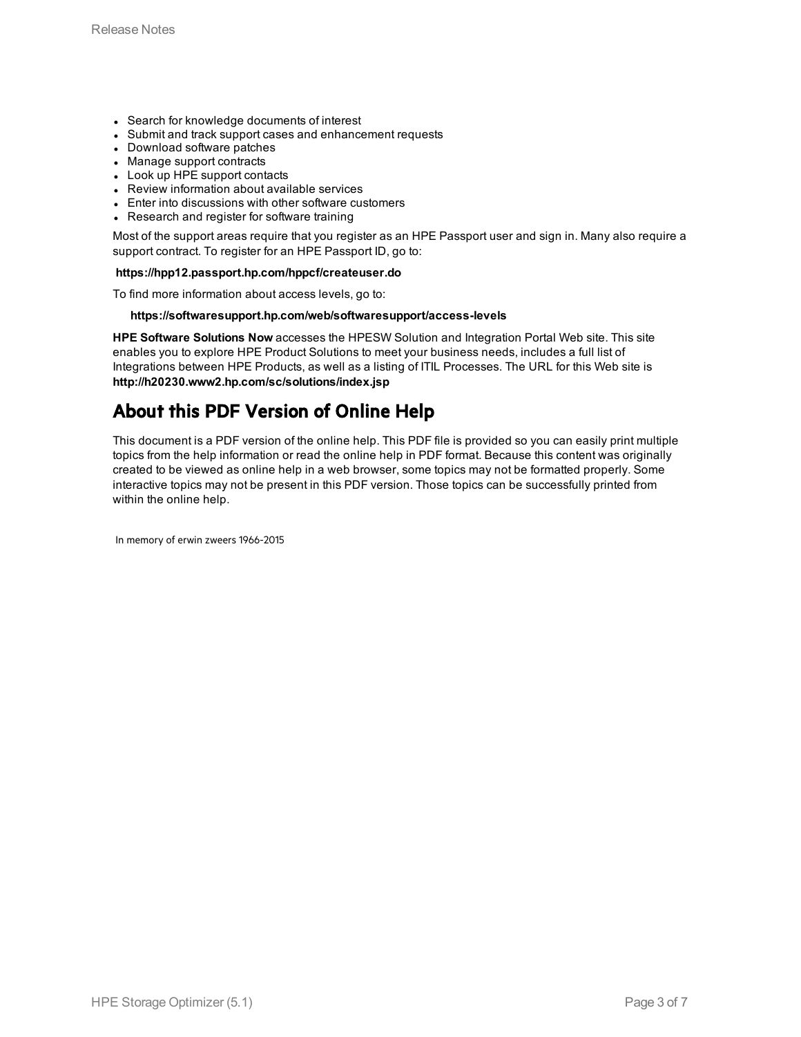- Search for knowledge documents of interest
- Submit and track support cases and enhancement requests
- Download software patches
- Manage support contracts
- Look up HPE support contacts
- Review information about available services
- Enter into discussions with other software customers
- Research and register for software training

Most of the support areas require that you register as an HPE Passport user and sign in. Many also require a support contract. To register for an HPE Passport ID, go to:

**https://hpp12.passport.hp.com/hppcf/createuser.do**

To find more information about access levels, go to:

**https://softwaresupport.hp.com/web/softwaresupport/access-levels**

**HPE Software Solutions Now** accesses the HPESW Solution and Integration Portal Web site. This site enables you to explore HPE Product Solutions to meet your business needs, includes a full list of Integrations between HPE Products, as well as a listing of ITIL Processes. The URL for this Web site is **http://h20230.www2.hp.com/sc/solutions/index.jsp**

## About this PDF Version of Online Help

This document is a PDF version of the online help. This PDF file is provided so you can easily print multiple topics from the help information or read the online help in PDF format. Because this content was originally created to be viewed as online help in a web browser, some topics may not be formatted properly. Some interactive topics may not be present in this PDF version. Those topics can be successfully printed from within the online help.

In memory of erwin zweers 1966-2015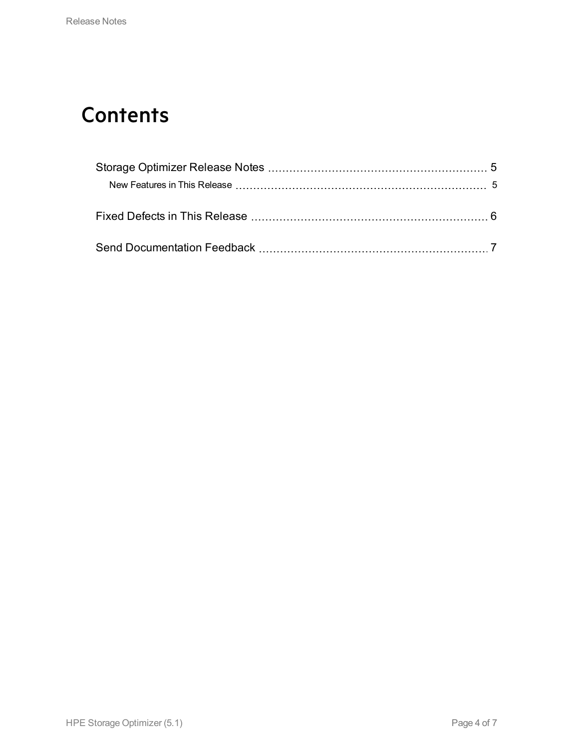# Contents

Storage Optimizer Release Notes ........................................................ 5

  New Features in This Release ........................................................ 5

Fixed Defects in This Release ........................................................ 6

Send Documentation Feedback ........................................................ 7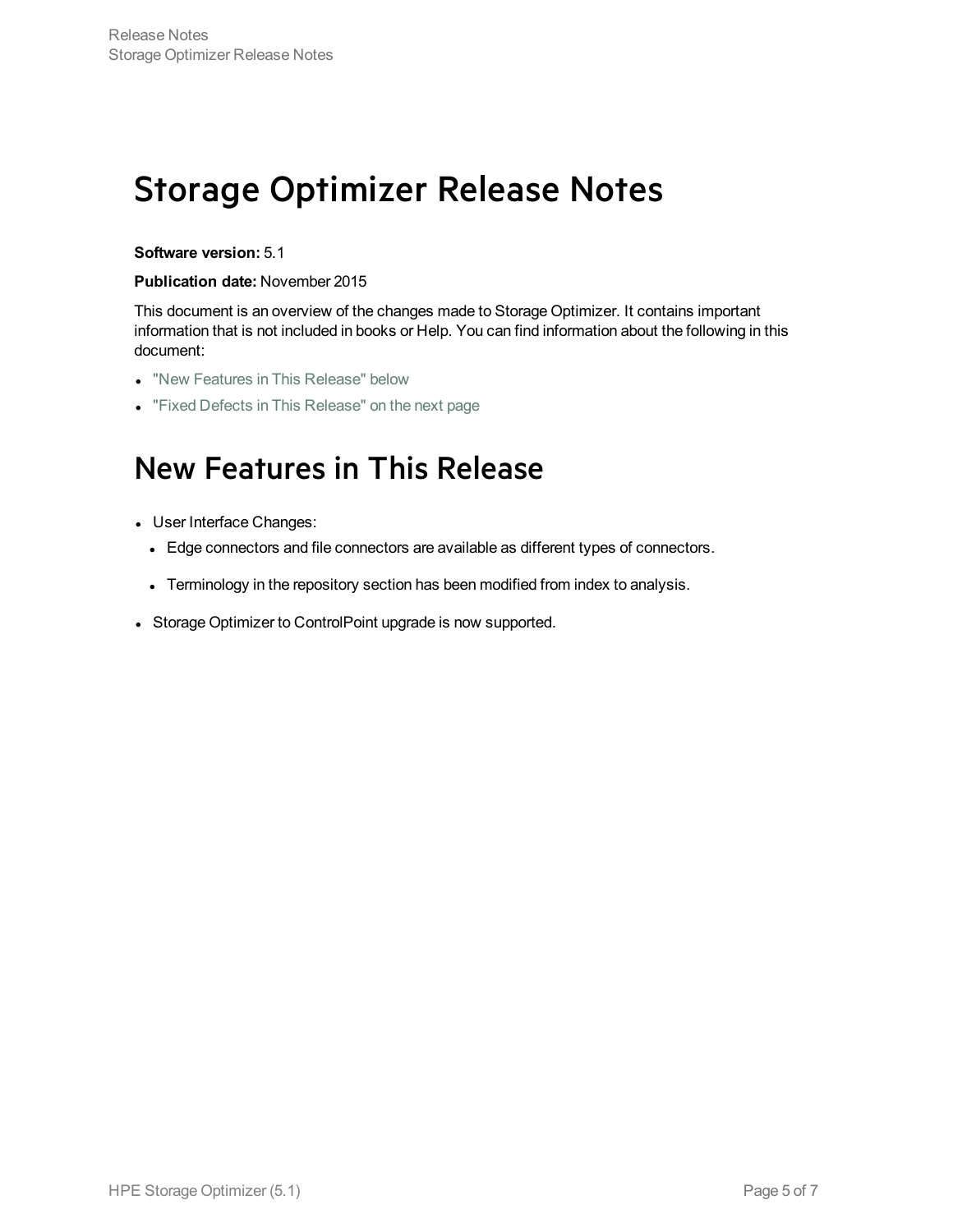# Storage Optimizer Release Notes

**Software version:** 5.1

**Publication date:** November 2015

This document is an overview of the changes made to Storage Optimizer. It contains important information that is not included in books or Help. You can find information about the following in this document:

- "New Features in This Release" below
- "Fixed Defects in This Release" on the next page

# New Features in This Release

- User Interface Changes:
  - Edge connectors and file connectors are available as different types of connectors.
  - Terminology in the repository section has been modified from index to analysis.
- Storage Optimizer to ControlPoint upgrade is now supported.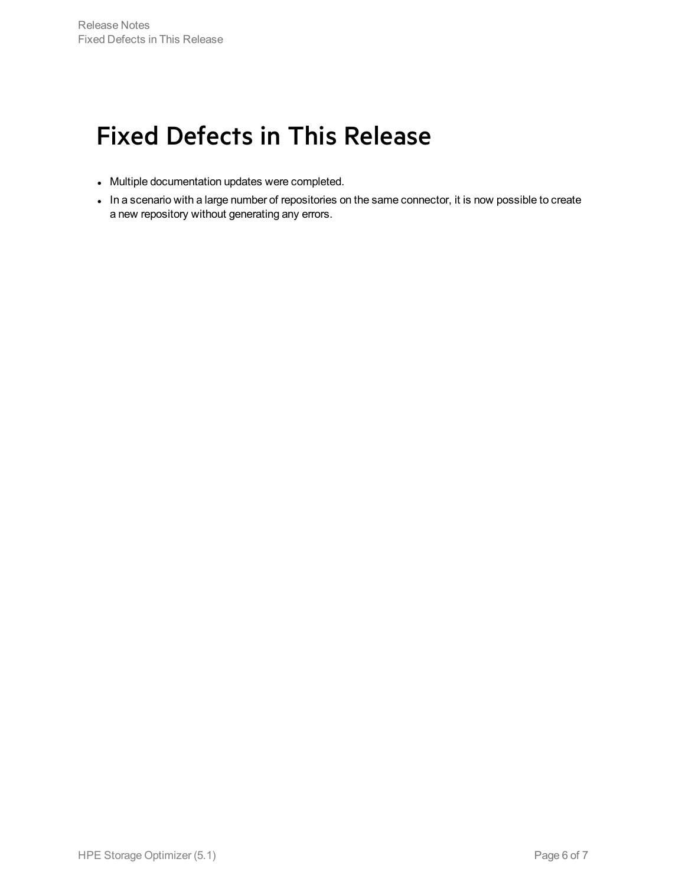# Fixed Defects in This Release

- Multiple documentation updates were completed.
- In a scenario with a large number of repositories on the same connector, it is now possible to create a new repository without generating any errors.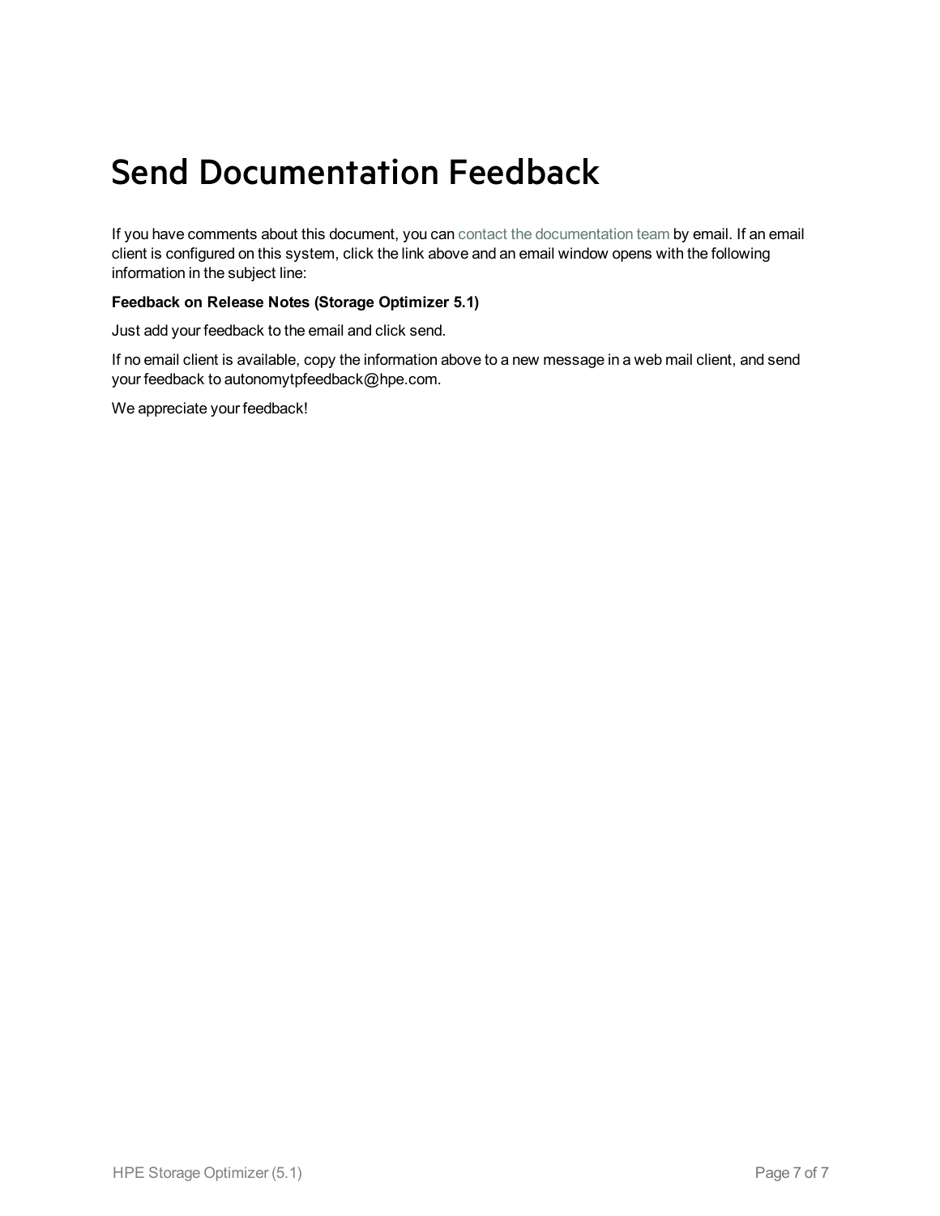# Send Documentation Feedback

If you have comments about this document, you can contact the documentation team by email. If an email client is configured on this system, click the link above and an email window opens with the following information in the subject line:

**Feedback on Release Notes (Storage Optimizer 5.1)**

Just add your feedback to the email and click send.

If no email client is available, copy the information above to a new message in a web mail client, and send your feedback to autonomytpfeedback@hpe.com.

We appreciate your feedback!